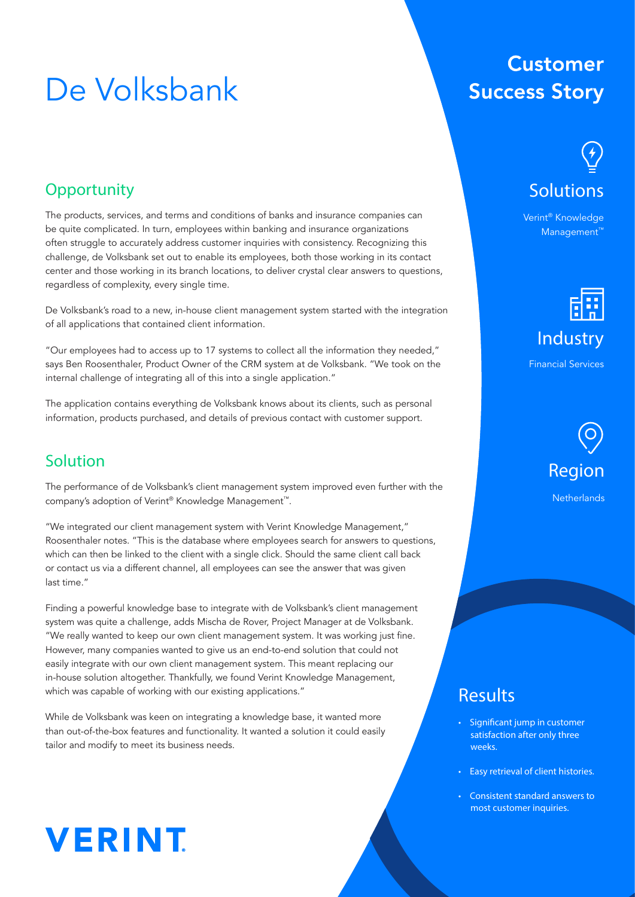# De Volksbank

## Customer Success Story

### Solutions

Verint® Knowledge Management™

### Industry

Financial Services

### Region

Netherlands

## Opportunity

The products, services, and terms and conditions of banks and insurance companies can be quite complicated. In turn, employees within banking and insurance organizations often struggle to accurately address customer inquiries with consistency. Recognizing this challenge, de Volksbank set out to enable its employees, both those working in its contact center and those working in its branch locations, to deliver crystal clear answers to questions, regardless of complexity, every single time.

De Volksbank's road to a new, in-house client management system started with the integration of all applications that contained client information.

"Our employees had to access up to 17 systems to collect all the information they needed," says Ben Roosenthaler, Product Owner of the CRM system at de Volksbank. "We took on the internal challenge of integrating all of this into a single application."

The application contains everything de Volksbank knows about its clients, such as personal information, products purchased, and details of previous contact with customer support.

## Solution

The performance of de Volksbank's client management system improved even further with the company's adoption of Verint® Knowledge Management™.

"We integrated our client management system with Verint Knowledge Management," Roosenthaler notes. "This is the database where employees search for answers to questions, which can then be linked to the client with a single click. Should the same client call back or contact us via a different channel, all employees can see the answer that was given last time."

Finding a powerful knowledge base to integrate with de Volksbank's client management system was quite a challenge, adds Mischa de Rover, Project Manager at de Volksbank. "We really wanted to keep our own client management system. It was working just fine. However, many companies wanted to give us an end-to-end solution that could not easily integrate with our own client management system. This meant replacing our in-house solution altogether. Thankfully, we found Verint Knowledge Management, which was capable of working with our existing applications."

While de Volksbank was keen on integrating a knowledge base, it wanted more than out-of-the-box features and functionality. It wanted a solution it could easily tailor and modify to meet its business needs.

## Results

- Significant jump in customer satisfaction after only three weeks.
- Easy retrieval of client histories.
- Consistent standard answers to most customer inquiries.

VERINT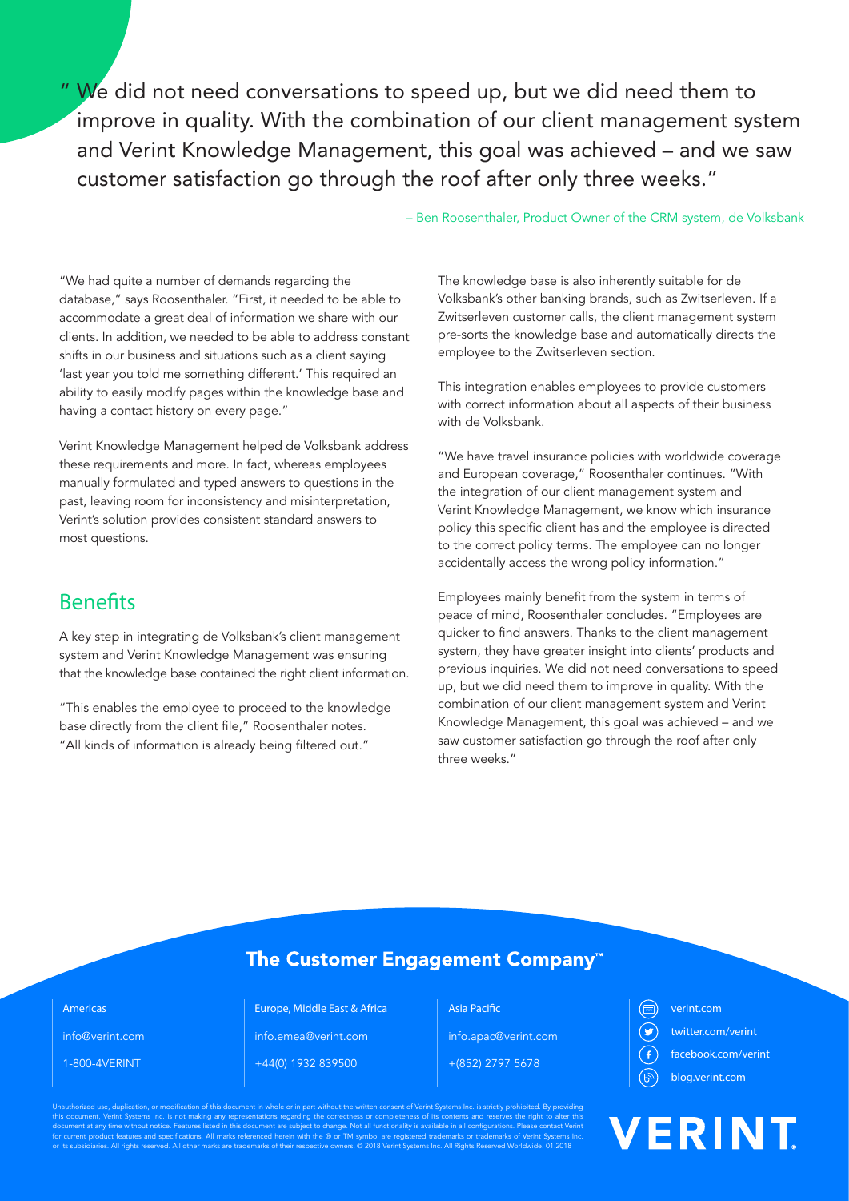" We did not need conversations to speed up, but we did need them to improve in quality. With the combination of our client management system and Verint Knowledge Management, this goal was achieved – and we saw customer satisfaction go through the roof after only three weeks."

– Ben Roosenthaler, Product Owner of the CRM system, de Volksbank

"We had quite a number of demands regarding the database," says Roosenthaler. "First, it needed to be able to accommodate a great deal of information we share with our clients. In addition, we needed to be able to address constant shifts in our business and situations such as a client saying 'last year you told me something different.' This required an ability to easily modify pages within the knowledge base and having a contact history on every page."

Verint Knowledge Management helped de Volksbank address these requirements and more. In fact, whereas employees manually formulated and typed answers to questions in the past, leaving room for inconsistency and misinterpretation, Verint's solution provides consistent standard answers to most questions.

## Benefits

A key step in integrating de Volksbank's client management system and Verint Knowledge Management was ensuring that the knowledge base contained the right client information.

"This enables the employee to proceed to the knowledge base directly from the client file," Roosenthaler notes. "All kinds of information is already being filtered out."

The knowledge base is also inherently suitable for de Volksbank's other banking brands, such as Zwitserleven. If a Zwitserleven customer calls, the client management system pre-sorts the knowledge base and automatically directs the employee to the Zwitserleven section.

This integration enables employees to provide customers with correct information about all aspects of their business with de Volksbank.

"We have travel insurance policies with worldwide coverage and European coverage," Roosenthaler continues. "With the integration of our client management system and Verint Knowledge Management, we know which insurance policy this specific client has and the employee is directed to the correct policy terms. The employee can no longer accidentally access the wrong policy information."

Employees mainly benefit from the system in terms of peace of mind, Roosenthaler concludes. "Employees are quicker to find answers. Thanks to the client management system, they have greater insight into clients' products and previous inquiries. We did not need conversations to speed up, but we did need them to improve in quality. With the combination of our client management system and Verint Knowledge Management, this goal was achieved – and we saw customer satisfaction go through the roof after only three weeks."

## The Customer Engagement Company™

Americas
info@verint.com
1-800-4VERINT

Europe, Middle East & Africa
info.emea@verint.com
+44(0) 1932 839500

Asia Pacific
info.apac@verint.com
+(852) 2797 5678

verint.com
twitter.com/verint
facebook.com/verint
blog.verint.com

Unauthorized use, duplication, or modification of this document in whole or in part without the written consent of Verint Systems Inc. is strictly prohibited. By providing this document, Verint Systems Inc. is not making any representations regarding the correctness or completeness of its contents and reserves the right to alter this document at any time without notice. Features listed in this document are subject to change. Not all functionality is available in all configurations. Please contact Verint for current product features and specifications. All marks referenced herein with the ® or TM symbol are registered trademarks or trademarks of Verint Systems Inc. or its subsidiaries. All rights reserved. All other marks are trademarks of their respective owners. © 2018 Verint Systems Inc. All Rights Reserved Worldwide. 01.2018

VERINT